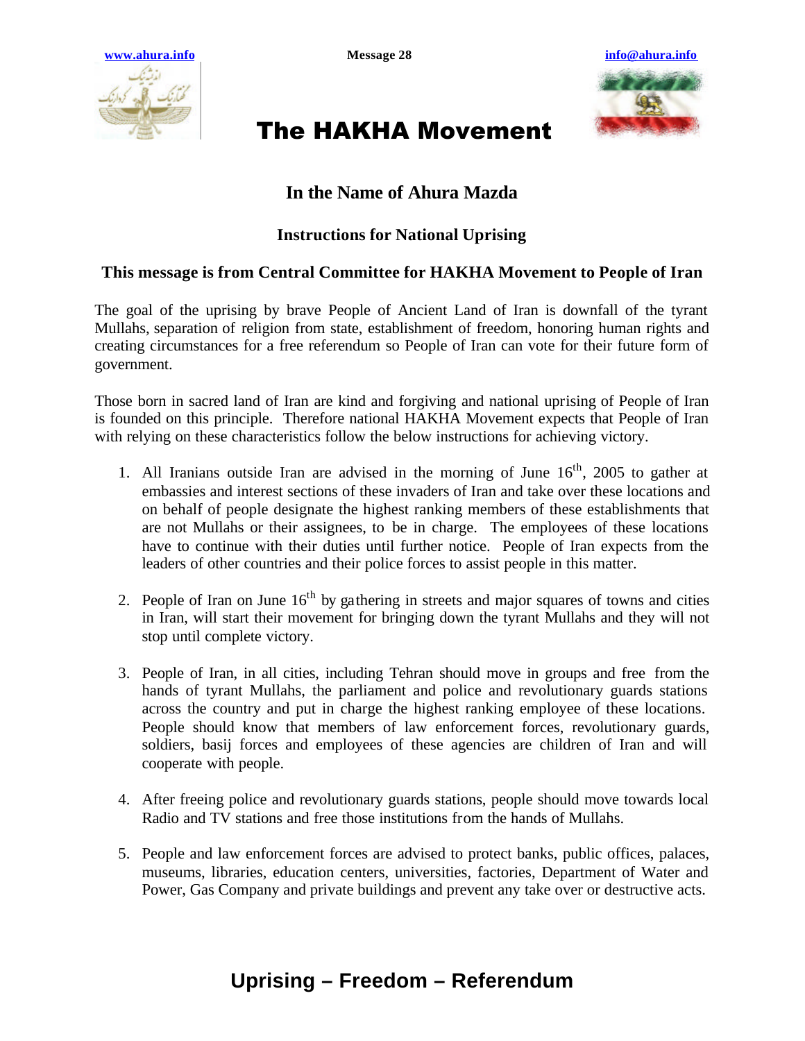www.ahura.info Message 28 info@ahura.info

# The HAKHA Movement

## In the Name of Ahura Mazda

### Instructions for National Uprising

### This message is from Central Committee for HAKHA Movement to People of Iran

The goal of the uprising by brave People of Ancient Land of Iran is downfall of the tyrant Mullahs, separation of religion from state, establishment of freedom, honoring human rights and creating circumstances for a free referendum so People of Iran can vote for their future form of government.

Those born in sacred land of Iran are kind and forgiving and national uprising of People of Iran is founded on this principle. Therefore national HAKHA Movement expects that People of Iran with relying on these characteristics follow the below instructions for achieving victory.

1. All Iranians outside Iran are advised in the morning of June 16th, 2005 to gather at embassies and interest sections of these invaders of Iran and take over these locations and on behalf of people designate the highest ranking members of these establishments that are not Mullahs or their assignees, to be in charge. The employees of these locations have to continue with their duties until further notice. People of Iran expects from the leaders of other countries and their police forces to assist people in this matter.

2. People of Iran on June 16th by gathering in streets and major squares of towns and cities in Iran, will start their movement for bringing down the tyrant Mullahs and they will not stop until complete victory.

3. People of Iran, in all cities, including Tehran should move in groups and free from the hands of tyrant Mullahs, the parliament and police and revolutionary guards stations across the country and put in charge the highest ranking employee of these locations. People should know that members of law enforcement forces, revolutionary guards, soldiers, basij forces and employees of these agencies are children of Iran and will cooperate with people.

4. After freeing police and revolutionary guards stations, people should move towards local Radio and TV stations and free those institutions from the hands of Mullahs.

5. People and law enforcement forces are advised to protect banks, public offices, palaces, museums, libraries, education centers, universities, factories, Department of Water and Power, Gas Company and private buildings and prevent any take over or destructive acts.

**Uprising – Freedom – Referendum**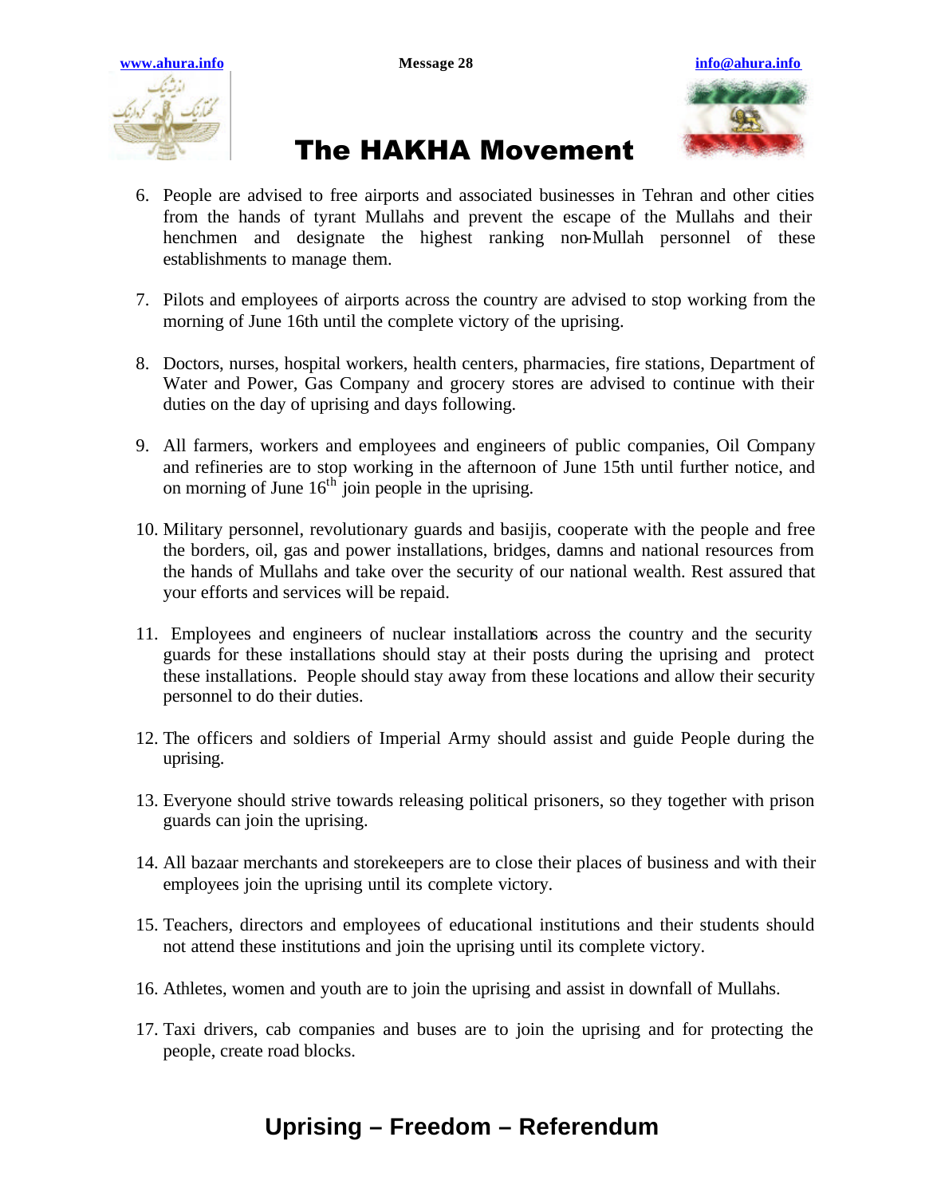# The HAKHA Movement

6. People are advised to free airports and associated businesses in Tehran and other cities from the hands of tyrant Mullahs and prevent the escape of the Mullahs and their henchmen and designate the highest ranking non-Mullah personnel of these establishments to manage them.

7. Pilots and employees of airports across the country are advised to stop working from the morning of June 16th until the complete victory of the uprising.

8. Doctors, nurses, hospital workers, health centers, pharmacies, fire stations, Department of Water and Power, Gas Company and grocery stores are advised to continue with their duties on the day of uprising and days following.

9. All farmers, workers and employees and engineers of public companies, Oil Company and refineries are to stop working in the afternoon of June 15th until further notice, and on morning of June 16th join people in the uprising.

10. Military personnel, revolutionary guards and basijis, cooperate with the people and free the borders, oil, gas and power installations, bridges, damns and national resources from the hands of Mullahs and take over the security of our national wealth. Rest assured that your efforts and services will be repaid.

11. Employees and engineers of nuclear installations across the country and the security guards for these installations should stay at their posts during the uprising and protect these installations. People should stay away from these locations and allow their security personnel to do their duties.

12. The officers and soldiers of Imperial Army should assist and guide People during the uprising.

13. Everyone should strive towards releasing political prisoners, so they together with prison guards can join the uprising.

14. All bazaar merchants and storekeepers are to close their places of business and with their employees join the uprising until its complete victory.

15. Teachers, directors and employees of educational institutions and their students should not attend these institutions and join the uprising until its complete victory.

16. Athletes, women and youth are to join the uprising and assist in downfall of Mullahs.

17. Taxi drivers, cab companies and buses are to join the uprising and for protecting the people, create road blocks.

**Uprising – Freedom – Referendum**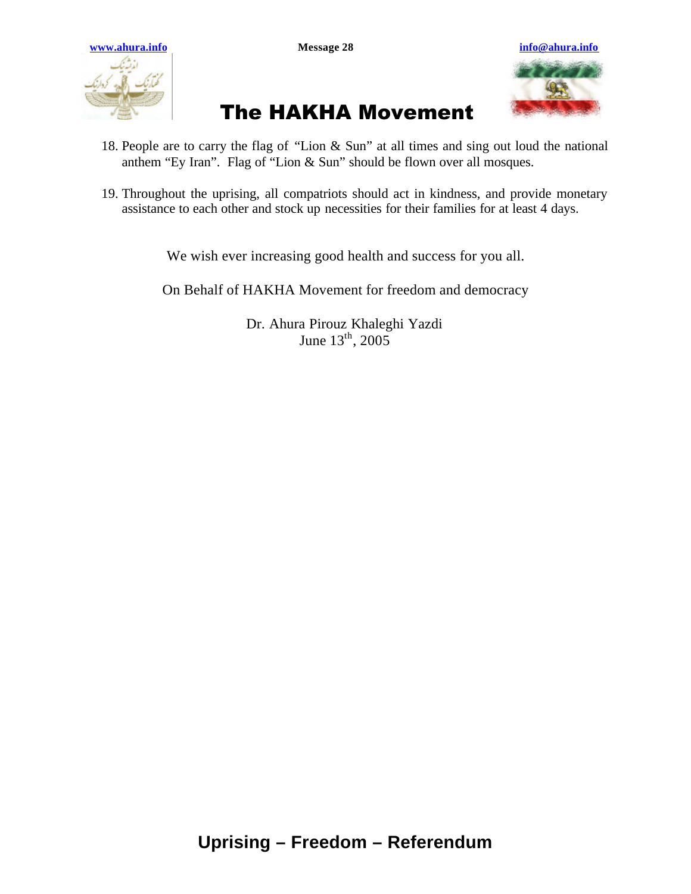18. People are to carry the flag of "Lion & Sun" at all times and sing out loud the national anthem "Ey Iran". Flag of "Lion & Sun" should be flown over all mosques.

19. Throughout the uprising, all compatriots should act in kindness, and provide monetary assistance to each other and stock up necessities for their families for at least 4 days.

We wish ever increasing good health and success for you all.

On Behalf of HAKHA Movement for freedom and democracy

Dr. Ahura Pirouz Khaleghi Yazdi
June 13th, 2005